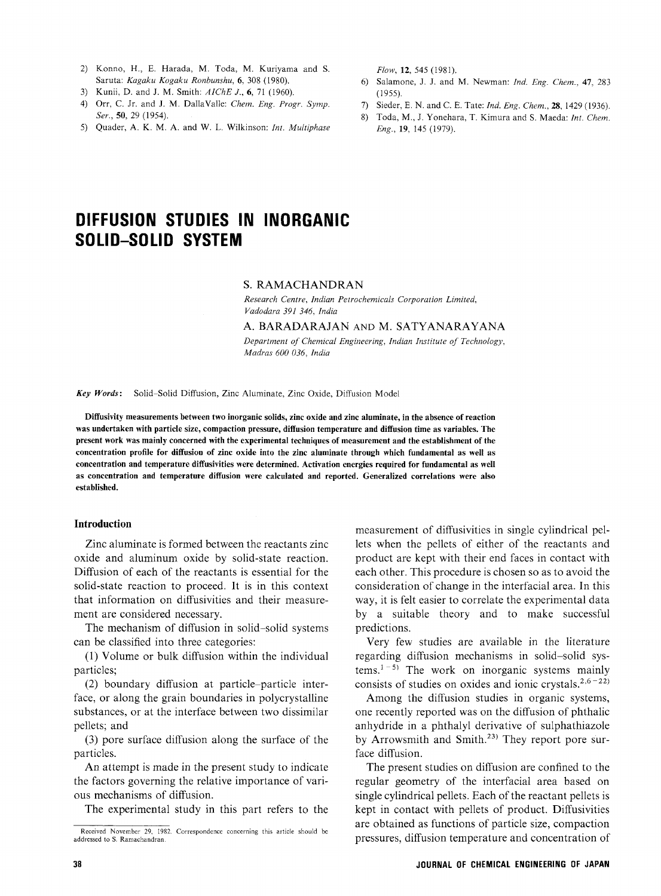2) Konno, H., E. Harada, M. Toda, M. Kuriyama and S. Saruta: *Kagaku Kogaku Ronbunshu*, **6**, 308 (1980).
3) Kunii, D. and J. M. Smith: *AIChE J.*, **6**, 71 (1960).
4) Orr, C. Jr. and J. M. DallaValle: *Chem. Eng. Progr. Symp. Ser.*, **50**, 29 (1954).
5) Quader, A. K. M. A. and W. L. Wilkinson: *Int. Multiphase Flow*, **12**, 545 (1981).
6) Salamone, J. J. and M. Newman: *Ind. Eng. Chem.*, **47**, 283 (1955).
7) Sieder, E. N. and C. E. Tate: *Ind. Eng. Chem.*, **28**, 1429 (1936).
8) Toda, M., J. Yonehara, T. Kimura and S. Maeda: *Int. Chem. Eng.*, **19**, 145 (1979).

# DIFFUSION STUDIES IN INORGANIC SOLID–SOLID SYSTEM

S. RAMACHANDRAN

*Research Centre, Indian Petrochemicals Corporation Limited, Vadodara 391 346, India*

A. BARADARAJAN AND M. SATYANARAYANA

*Department of Chemical Engineering, Indian Institute of Technology, Madras 600 036, India*

***Key Words***: Solid–Solid Diffusion, Zinc Aluminate, Zinc Oxide, Diffusion Model

**Diffusivity measurements between two inorganic solids, zinc oxide and zinc aluminate, in the absence of reaction was undertaken with particle size, compaction pressure, diffusion temperature and diffusion time as variables. The present work was mainly concerned with the experimental techniques of measurement and the establishment of the concentration profile for diffusion of zinc oxide into the zinc aluminate through which fundamental as well as concentration and temperature diffusivities were determined. Activation energies required for fundamental as well as concentration and temperature diffusion were calculated and reported. Generalized correlations were also established.**

## Introduction

Zinc aluminate is formed between the reactants zinc oxide and aluminum oxide by solid-state reaction. Diffusion of each of the reactants is essential for the solid-state reaction to proceed. It is in this context that information on diffusivities and their measurement are considered necessary.

The mechanism of diffusion in solid–solid systems can be classified into three categories:

(1) Volume or bulk diffusion within the individual particles;

(2) boundary diffusion at particle–particle interface, or along the grain boundaries in polycrystalline substances, or at the interface between two dissimilar pellets; and

(3) pore surface diffusion along the surface of the particles.

An attempt is made in the present study to indicate the factors governing the relative importance of various mechanisms of diffusion.

The experimental study in this part refers to the measurement of diffusivities in single cylindrical pellets when the pellets of either of the reactants and product are kept with their end faces in contact with each other. This procedure is chosen so as to avoid the consideration of change in the interfacial area. In this way, it is felt easier to correlate the experimental data by a suitable theory and to make successful predictions.

Very few studies are available in the literature regarding diffusion mechanisms in solid–solid systems.[1–5] The work on inorganic systems mainly consists of studies on oxides and ionic crystals.[2,6–22]

Among the diffusion studies in organic systems, one recently reported was on the diffusion of phthalic anhydride in a phthalyl derivative of sulphathiazole by Arrowsmith and Smith.[23] They report pore surface diffusion.

The present studies on diffusion are confined to the regular geometry of the interfacial area based on single cylindrical pellets. Each of the reactant pellets is kept in contact with pellets of product. Diffusivities are obtained as functions of particle size, compaction pressures, diffusion temperature and concentration of

Received November 29, 1982. Correspondence concerning this article should be addressed to S. Ramachandran.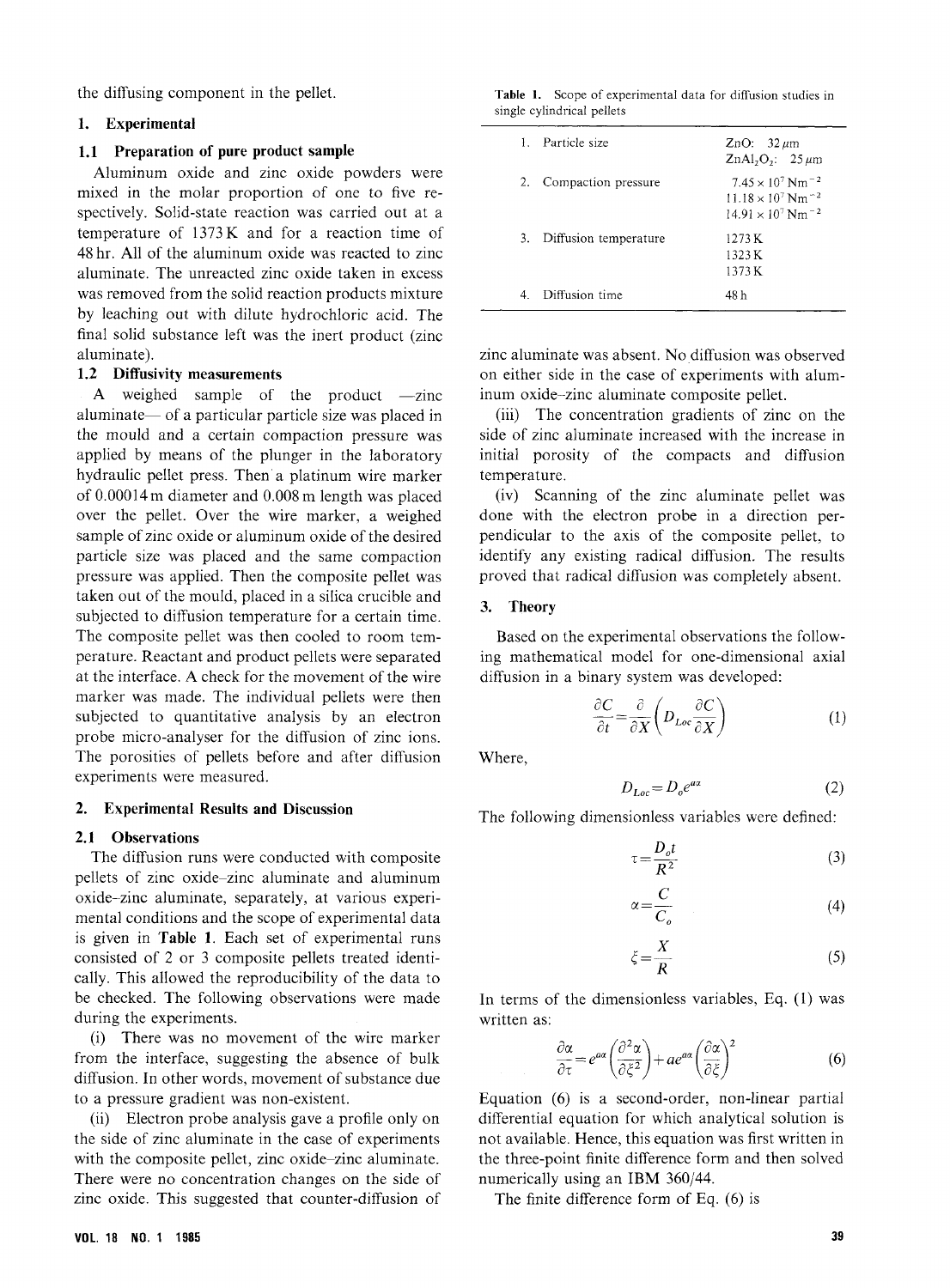the diffusing component in the pellet.

## 1. Experimental

### 1.1 Preparation of pure product sample

Aluminum oxide and zinc oxide powders were mixed in the molar proportion of one to five respectively. Solid-state reaction was carried out at a temperature of 1373 K and for a reaction time of 48 hr. All of the aluminum oxide was reacted to zinc aluminate. The unreacted zinc oxide taken in excess was removed from the solid reaction products mixture by leaching out with dilute hydrochloric acid. The final solid substance left was the inert product (zinc aluminate).

### 1.2 Diffusivity measurements

A weighed sample of the product —zinc aluminate— of a particular particle size was placed in the mould and a certain compaction pressure was applied by means of the plunger in the laboratory hydraulic pellet press. Then a platinum wire marker of 0.00014 m diameter and 0.008 m length was placed over the pellet. Over the wire marker, a weighed sample of zinc oxide or aluminum oxide of the desired particle size was placed and the same compaction pressure was applied. Then the composite pellet was taken out of the mould, placed in a silica crucible and subjected to diffusion temperature for a certain time. The composite pellet was then cooled to room temperature. Reactant and product pellets were separated at the interface. A check for the movement of the wire marker was made. The individual pellets were then subjected to quantitative analysis by an electron probe micro-analyser for the diffusion of zinc ions. The porosities of pellets before and after diffusion experiments were measured.

## 2. Experimental Results and Discussion

### 2.1 Observations

The diffusion runs were conducted with composite pellets of zinc oxide–zinc aluminate and aluminum oxide–zinc aluminate, separately, at various experimental conditions and the scope of experimental data is given in **Table 1**. Each set of experimental runs consisted of 2 or 3 composite pellets treated identically. This allowed the reproducibility of the data to be checked. The following observations were made during the experiments.

(i) There was no movement of the wire marker from the interface, suggesting the absence of bulk diffusion. In other words, movement of substance due to a pressure gradient was non-existent.

(ii) Electron probe analysis gave a profile only on the side of zinc aluminate in the case of experiments with the composite pellet, zinc oxide–zinc aluminate. There were no concentration changes on the side of zinc oxide. This suggested that counter-diffusion of zinc aluminate was absent. No diffusion was observed on either side in the case of experiments with aluminum oxide–zinc aluminate composite pellet.

(iii) The concentration gradients of zinc on the side of zinc aluminate increased with the increase in initial porosity of the compacts and diffusion temperature.

(iv) Scanning of the zinc aluminate pellet was done with the electron probe in a direction perpendicular to the axis of the composite pellet, to identify any existing radical diffusion. The results proved that radical diffusion was completely absent.

**Table 1.** Scope of experimental data for diffusion studies in single cylindrical pellets

| | | |
|---|---|---|
| 1. | Particle size | ZnO: 32 $\mu$m<br>$ZnAl_2O_4$: 25 $\mu$m |
| 2. | Compaction pressure | $7.45 \times 10^7$ Nm$^{-2}$<br>$11.18 \times 10^7$ Nm$^{-2}$<br>$14.91 \times 10^7$ Nm$^{-2}$ |
| 3. | Diffusion temperature | 1273 K<br>1323 K<br>1373 K |
| 4. | Diffusion time | 48 h |

## 3. Theory

Based on the experimental observations the following mathematical model for one-dimensional axial diffusion in a binary system was developed:

$$\frac{\partial C}{\partial t} = \frac{\partial}{\partial X}\left(D_{Loc}\frac{\partial C}{\partial X}\right) \tag{1}$$

Where,

$$D_{Loc} = D_o e^{a\alpha} \tag{2}$$

The following dimensionless variables were defined:

$$\tau = \frac{D_o t}{R^2} \tag{3}$$

$$\alpha = \frac{C}{C_o} \tag{4}$$

$$\xi = \frac{X}{R} \tag{5}$$

In terms of the dimensionless variables, Eq. (1) was written as:

$$\frac{\partial \alpha}{\partial \tau} = e^{a\alpha}\left(\frac{\partial^2 \alpha}{\partial \xi^2}\right) + a e^{a\alpha}\left(\frac{\partial \alpha}{\partial \xi}\right)^2 \tag{6}$$

Equation (6) is a second-order, non-linear partial differential equation for which analytical solution is not available. Hence, this equation was first written in the three-point finite difference form and then solved numerically using an IBM 360/44.

The finite difference form of Eq. (6) is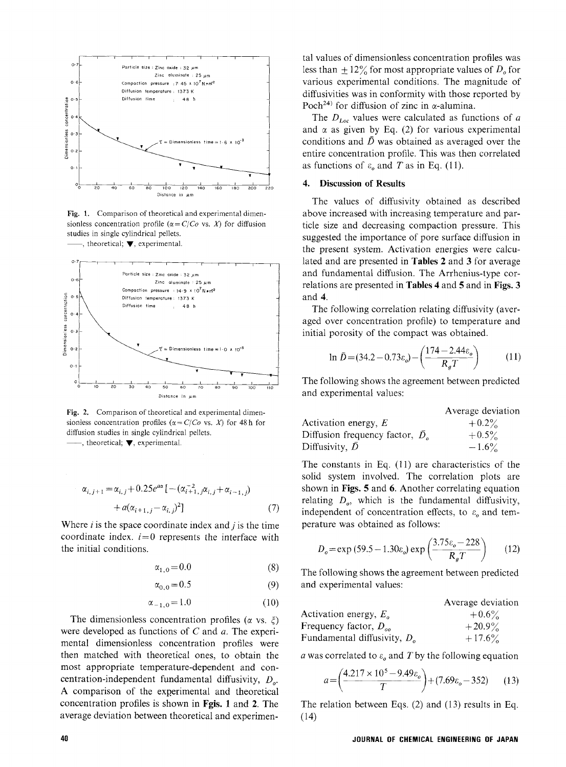Fig. 1. Comparison of theoretical and experimental dimensionless concentration profile ($\alpha = C/Co$ vs. $X$) for diffusion studies in single cylindrical pellets.
——, theoretical; ▼, experimental.

Fig. 2. Comparison of theoretical and experimental dimensionless concentration profiles ($\alpha = C/Co$ vs. $X$) for 48 h for diffusion studies in single cylindrical pellets.
——, theoretical; ▼, experimental.

$$\alpha_{i,j+1} = \alpha_{i,j} + 0.25e^{a\alpha}[-(\alpha_{i+1,j}^{-2}\alpha_{i,j} + \alpha_{i-1,j}) + a(\alpha_{i+1,j} - \alpha_{i,j})^2] \tag{7}$$

Where $i$ is the space coordinate index and $j$ is the time coordinate index. $i=0$ represents the interface with the initial conditions.

$$\alpha_{1,0} = 0.0 \tag{8}$$

$$\alpha_{0,0} = 0.5 \tag{9}$$

$$\alpha_{-1,0} = 1.0 \tag{10}$$

The dimensionless concentration profiles ($\alpha$ vs. $\xi$) were developed as functions of $C$ and $a$. The experimental dimensionless concentration profiles were then matched with theoretical ones, to obtain the most appropriate temperature-dependent and concentration-independent fundamental diffusivity, $D_o$. A comparison of the experimental and theoretical concentration profiles is shown in **Fgis. 1** and **2**. The average deviation between theoretical and experimental values of dimensionless concentration profiles was less than $\pm 12\%$ for most appropriate values of $D_o$ for various experimental conditions. The magnitude of diffusivities was in conformity with those reported by Poch[24] for diffusion of zinc in $\alpha$-alumina.

The $D_{Loc}$ values were calculated as functions of $a$ and $\alpha$ as given by Eq. (2) for various experimental conditions and $\bar{D}$ was obtained as averaged over the entire concentration profile. This was then correlated as functions of $\varepsilon_o$ and $T$ as in Eq. (11).

## 4. Discussion of Results

The values of diffusivity obtained as described above increased with increasing temperature and particle size and decreasing compaction pressure. This suggested the importance of pore surface diffusion in the present system. Activation energies were calculated and are presented in **Tables 2** and **3** for average and fundamental diffusion. The Arrhenius-type correlations are presented in **Tables 4** and **5** and in **Figs. 3** and **4**.

The following correlation relating diffusivity (averaged over concentration profile) to temperature and initial porosity of the compact was obtained.

$$\ln \bar{D} = (34.2 - 0.73\varepsilon_o) - \left(\frac{174 - 2.44\varepsilon_o}{R_g T}\right) \tag{11}$$

The following shows the agreement between predicted and experimental values:

| | Average deviation |
|---|---|
| Activation energy, $E$ | $+0.2\%$ |
| Diffusion frequency factor, $\bar{D}_o$ | $+0.5\%$ |
| Diffusivity, $\bar{D}$ | $-1.6\%$ |

The constants in Eq. (11) are characteristics of the solid system involved. The correlation plots are shown in **Figs. 5** and **6**. Another correlating equation relating $D_o$, which is the fundamental diffusivity, independent of concentration effects, to $\varepsilon_o$ and temperature was obtained as follows:

$$D_o = \exp(59.5 - 1.30\varepsilon_o) \exp\left(\frac{3.75\varepsilon_o - 228}{R_g T}\right) \tag{12}$$

The following shows the agreement between predicted and experimental values:

| | Average deviation |
|---|---|
| Activation energy, $E_o$ | $+0.6\%$ |
| Frequency factor, $D_{oo}$ | $+20.9\%$ |
| Fundamental diffusivity, $D_o$ | $+17.6\%$ |

$a$ was correlated to $\varepsilon_o$ and $T$ by the following equation

$$a = \left(\frac{4.217 \times 10^5 - 9.49\varepsilon_o}{T}\right) + (7.69\varepsilon_o - 352) \tag{13}$$

The relation between Eqs. (2) and (13) results in Eq. (14)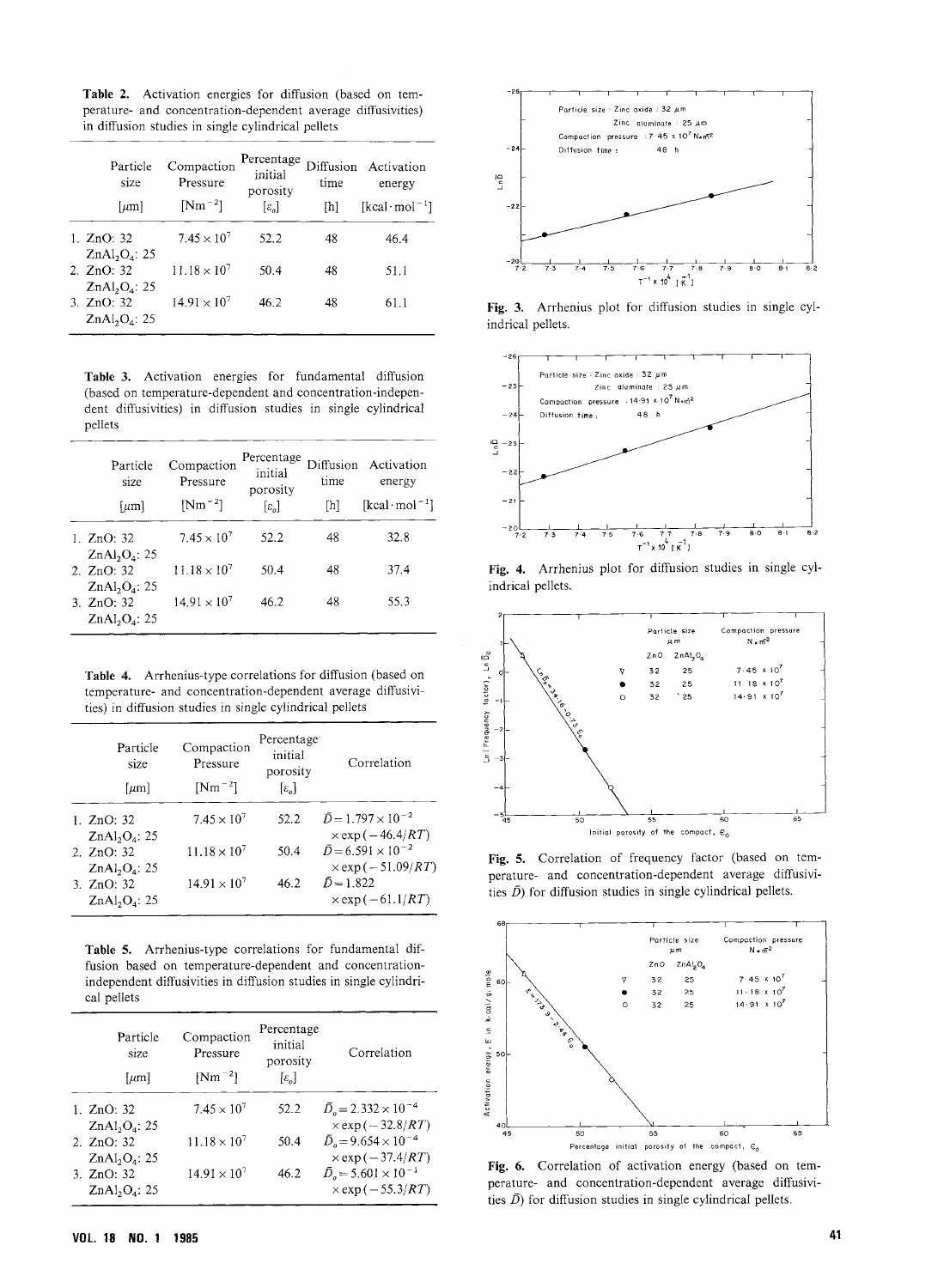**Table 2.** Activation energies for diffusion (based on temperature- and concentration-dependent average diffusivities) in diffusion studies in single cylindrical pellets

| Particle size [μm] | Compaction Pressure $[Nm^{-2}]$ | Percentage initial porosity $[\varepsilon_o]$ | Diffusion time [h] | Activation energy $[kcal \cdot mol^{-1}]$ |
|---|---|---|---|---|
| 1. ZnO: 32 $ZnAl_2O_4$: 25 | $7.45 \times 10^7$ | 52.2 | 48 | 46.4 |
| 2. ZnO: 32 $ZnAl_2O_4$: 25 | $11.18 \times 10^7$ | 50.4 | 48 | 51.1 |
| 3. ZnO: 32 $ZnAl_2O_4$: 25 | $14.91 \times 10^7$ | 46.2 | 48 | 61.1 |

**Table 3.** Activation energies for fundamental diffusion (based on temperature-dependent and concentration-independent diffusivities) in diffusion studies in single cylindrical pellets

| Particle size [μm] | Compaction Pressure $[Nm^{-2}]$ | Percentage initial porosity $[\varepsilon_o]$ | Diffusion time [h] | Activation energy $[kcal \cdot mol^{-1}]$ |
|---|---|---|---|---|
| 1. ZnO: 32 $ZnAl_2O_4$: 25 | $7.45 \times 10^7$ | 52.2 | 48 | 32.8 |
| 2. ZnO: 32 $ZnAl_2O_4$: 25 | $11.18 \times 10^7$ | 50.4 | 48 | 37.4 |
| 3. ZnO: 32 $ZnAl_2O_4$: 25 | $14.91 \times 10^7$ | 46.2 | 48 | 55.3 |

**Table 4.** Arrhenius-type correlations for diffusion (based on temperature- and concentration-dependent average diffusivities) in diffusion studies in single cylindrical pellets

| Particle size [μm] | Compaction Pressure $[Nm^{-2}]$ | Percentage initial porosity $[\varepsilon_o]$ | Correlation |
|---|---|---|---|
| 1. ZnO: 32 $ZnAl_2O_4$: 25 | $7.45 \times 10^7$ | 52.2 | $\bar{D} = 1.797 \times 10^{-2} \times \exp(-46.4/RT)$ |
| 2. ZnO: 32 $ZnAl_2O_4$: 25 | $11.18 \times 10^7$ | 50.4 | $\bar{D} = 6.591 \times 10^{-2} \times \exp(-51.09/RT)$ |
| 3. ZnO: 32 $ZnAl_2O_4$: 25 | $14.91 \times 10^7$ | 46.2 | $\bar{D} = 1.822 \times \exp(-61.1/RT)$ |

**Table 5.** Arrhenius-type correlations for fundamental diffusion based on temperature-dependent and concentration-independent diffusivities in diffusion studies in single cylindrical pellets

| Particle size [μm] | Compaction Pressure $[Nm^{-2}]$ | Percentage initial porosity $[\varepsilon_o]$ | Correlation |
|---|---|---|---|
| 1. ZnO: 32 $ZnAl_2O_4$: 25 | $7.45 \times 10^7$ | 52.2 | $\bar{D}_o = 2.332 \times 10^{-4} \times \exp(-32.8/RT)$ |
| 2. ZnO: 32 $ZnAl_2O_4$: 25 | $11.18 \times 10^7$ | 50.4 | $\bar{D}_o = 9.654 \times 10^{-4} \times \exp(-37.4/RT)$ |
| 3. ZnO: 32 $ZnAl_2O_4$: 25 | $14.91 \times 10^7$ | 46.2 | $\bar{D}_o = 5.601 \times 10^{-1} \times \exp(-55.3/RT)$ |

**Fig. 3.** Arrhenius plot for diffusion studies in single cylindrical pellets.

**Fig. 4.** Arrhenius plot for diffusion studies in single cylindrical pellets.

**Fig. 5.** Correlation of frequency factor (based on temperature- and concentration-dependent average diffusivities $\bar{D}$) for diffusion studies in single cylindrical pellets.

**Fig. 6.** Correlation of activation energy (based on temperature- and concentration-dependent average diffusivities $\bar{D}$) for diffusion studies in single cylindrical pellets.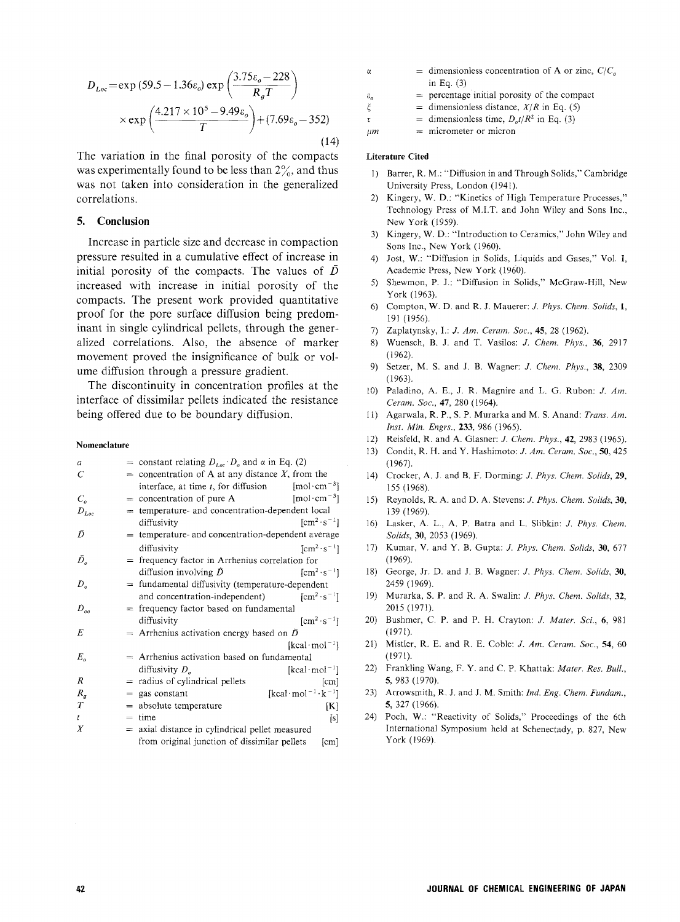$$D_{Loc} = \exp(59.5 - 1.36\varepsilon_o)\exp\left(\frac{3.75\varepsilon_o - 228}{R_g T}\right) \times \exp\left(\frac{4.217\times 10^5 - 9.49\varepsilon_o}{T}\right) + (7.69\varepsilon_o - 352) \tag{14}$$

The variation in the final porosity of the compacts was experimentally found to be less than 2%, and thus was not taken into consideration in the generalized correlations.

## 5. Conclusion

Increase in particle size and decrease in compaction pressure resulted in a cumulative effect of increase in initial porosity of the compacts. The values of $\bar{D}$ increased with increase in initial porosity of the compacts. The present work provided quantitative proof for the pore surface diffusion being predominant in single cylindrical pellets, through the generalized correlations. Also, the absence of marker movement proved the insignificance of bulk or volume diffusion through a pressure gradient.

The discontinuity in concentration profiles at the interface of dissimilar pellets indicated the resistance being offered due to be boundary diffusion.

### Nomenclature

| | | |
|---|---|---|
| $a$ | = constant relating $D_{Loc} \cdot D_o$ and $\alpha$ in Eq. (2) | |
| $C$ | = concentration of A at any distance $X$, from the interface, at time $t$, for diffusion | [$mol\cdot cm^{-3}$] |
| $C_o$ | = concentration of pure A | [$mol\cdot cm^{-3}$] |
| $D_{Loc}$ | = temperature- and concentration-dependent local diffusivity | [$cm^2\cdot s^{-1}$] |
| $\bar{D}$ | = temperature- and concentration-dependent average diffusivity | [$cm^2\cdot s^{-1}$] |
| $\bar{D}_o$ | = frequency factor in Arrhenius correlation for diffusion involving $\bar{D}$ | [$cm^2\cdot s^{-1}$] |
| $D_o$ | = fundamental diffusivity (temperature-dependent and concentration-independent) | [$cm^2\cdot s^{-1}$] |
| $D_{oo}$ | = frequency factor based on fundamental diffusivity | [$cm^2\cdot s^{-1}$] |
| $E$ | = Arrhenius activation energy based on $\bar{D}$ | [$kcal\cdot mol^{-1}$] |
| $E_o$ | = Arrhenius activation based on fundamental diffusivity $D_o$ | [$kcal\cdot mol^{-1}$] |
| $R$ | = radius of cylindrical pellets | [cm] |
| $R_g$ | = gas constant | [$kcal\cdot mol^{-1}\cdot k^{-1}$] |
| $T$ | = absolute temperature | [K] |
| $t$ | = time | [s] |
| $X$ | = axial distance in cylindrical pellet measured from original junction of dissimilar pellets | [cm] |
| $\alpha$ | = dimensionless concentration of A or zinc, $C/C_o$ in Eq. (3) | |
| $\varepsilon_o$ | = percentage initial porosity of the compact | |
| $\xi$ | = dimensionless distance, $X/R$ in Eq. (5) | |
| $\tau$ | = dimensionless time, $D_o t/R^2$ in Eq. (3) | |
| $\mu m$ | = micrometer or micron | |

### Literature Cited

1) Barrer, R. M.: "Diffusion in and Through Solids," Cambridge University Press, London (1941).
2) Kingery, W. D.: "Kinetics of High Temperature Processes," Technology Press of M.I.T. and John Wiley and Sons Inc., New York (1959).
3) Kingery, W. D.: "Introduction to Ceramics," John Wiley and Sons Inc., New York (1960).
4) Jost, W.: "Diffusion in Solids, Liquids and Gases," Vol. I, Academic Press, New York (1960).
5) Shewmon, P. J.: "Diffusion in Solids," McGraw-Hill, New York (1963).
6) Compton, W. D. and R. J. Mauerer: *J. Phys. Chem. Solids*, **1**, 191 (1956).
7) Zaplatynsky, I.: *J. Am. Ceram. Soc.*, **45**, 28 (1962).
8) Wuensch, B. J. and T. Vasilos: *J. Chem. Phys.*, **36**, 2917 (1962).
9) Setzer, M. S. and J. B. Wagner: *J. Chem. Phys.*, **38**, 2309 (1963).
10) Paladino, A. E., J. R. Magnire and L. G. Rubon: *J. Am. Ceram. Soc.*, **47**, 280 (1964).
11) Agarwala, R. P., S. P. Murarka and M. S. Anand: *Trans. Am. Inst. Min. Engrs.*, **233**, 986 (1965).
12) Reisfeld, R. and A. Glasner: *J. Chem. Phys.*, **42**, 2983 (1965).
13) Condit, R. H. and Y. Hashimoto: *J. Am. Ceram. Soc.*, **50**, 425 (1967).
14) Crocker, A. J. and B. F. Dorming: *J. Phys. Chem. Solids*, **29**, 155 (1968).
15) Reynolds, R. A. and D. A. Stevens: *J. Phys. Chem. Solids*, **30**, 139 (1969).
16) Lasker, A. L., A. P. Batra and L. Slibkin: *J. Phys. Chem. Solids*, **30**, 2053 (1969).
17) Kumar, V. and Y. B. Gupta: *J. Phys. Chem. Solids*, **30**, 677 (1969).
18) George, Jr. D. and J. B. Wagner: *J. Phys. Chem. Solids*, **30**, 2459 (1969).
19) Murarka, S. P. and R. A. Swalin: *J. Phys. Chem. Solids*, **32**, 2015 (1971).
20) Bushmer, C. P. and P. H. Crayton: *J. Mater. Sci.*, **6**, 981 (1971).
21) Mistler, R. E. and R. E. Coble: *J. Am. Ceram. Soc.*, **54**, 60 (1971).
22) Frankling Wang, F. Y. and C. P. Khattak: *Mater. Res. Bull.*, **5**, 983 (1970).
23) Arrowsmith, R. J. and J. M. Smith: *Ind. Eng. Chem. Fundam.*, **5**, 327 (1966).
24) Poch, W.: "Reactivity of Solids," Proceedings of the 6th International Symposium held at Schenectady, p. 827, New York (1969).